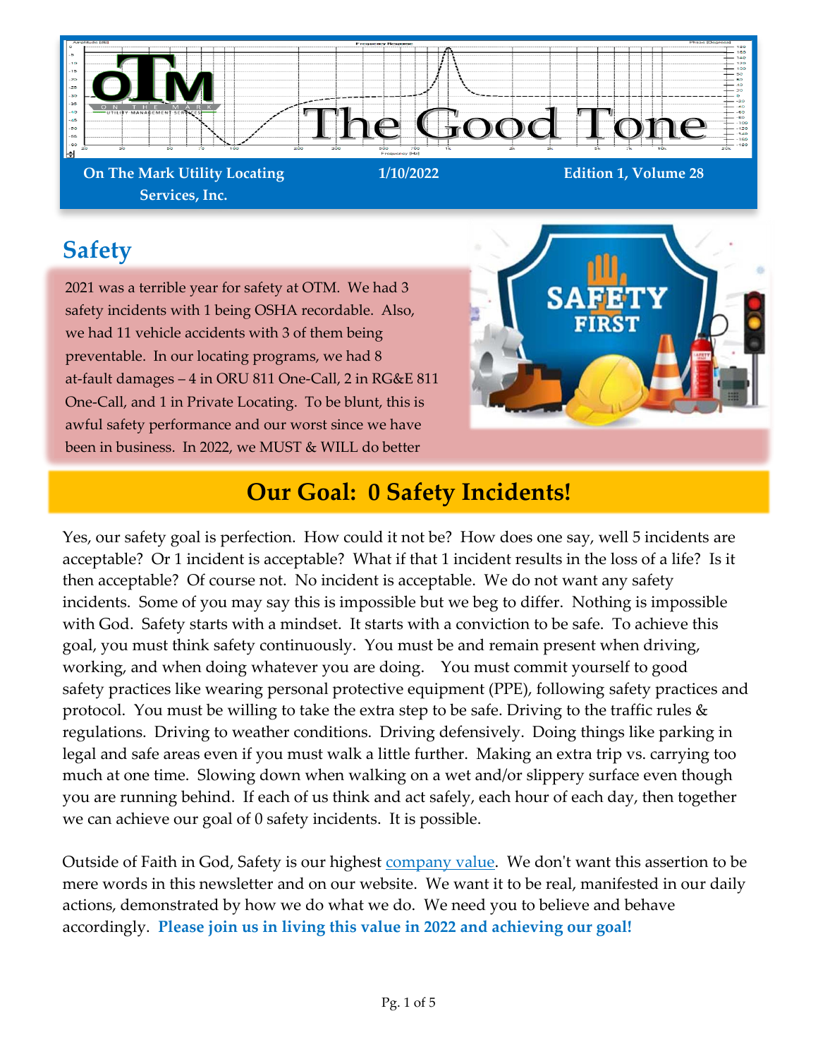# The Good Tone

**On The Mark Utility Locating Services, Inc.** | **1/10/2022** | **Edition 1, Volume 28**

## Safety

2021 was a terrible year for safety at OTM. We had 3 safety incidents with 1 being OSHA recordable. Also, we had 11 vehicle accidents with 3 of them being preventable. In our locating programs, we had 8 at-fault damages – 4 in ORU 811 One-Call, 2 in RG&E 811 One-Call, and 1 in Private Locating. To be blunt, this is awful safety performance and our worst since we have been in business. In 2022, we MUST & WILL do better

## Our Goal: 0 Safety Incidents!

Yes, our safety goal is perfection. How could it not be? How does one say, well 5 incidents are acceptable? Or 1 incident is acceptable? What if that 1 incident results in the loss of a life? Is it then acceptable? Of course not. No incident is acceptable. We do not want any safety incidents. Some of you may say this is impossible but we beg to differ. Nothing is impossible with God. Safety starts with a mindset. It starts with a conviction to be safe. To achieve this goal, you must think safety continuously. You must be and remain present when driving, working, and when doing whatever you are doing. You must commit yourself to good safety practices like wearing personal protective equipment (PPE), following safety practices and protocol. You must be willing to take the extra step to be safe. Driving to the traffic rules & regulations. Driving to weather conditions. Driving defensively. Doing things like parking in legal and safe areas even if you must walk a little further. Making an extra trip vs. carrying too much at one time. Slowing down when walking on a wet and/or slippery surface even though you are running behind. If each of us think and act safely, each hour of each day, then together we can achieve our goal of 0 safety incidents. It is possible.

Outside of Faith in God, Safety is our highest company value. We don't want this assertion to be mere words in this newsletter and on our website. We want it to be real, manifested in our daily actions, demonstrated by how we do what we do. We need you to believe and behave accordingly. **Please join us in living this value in 2022 and achieving our goal!**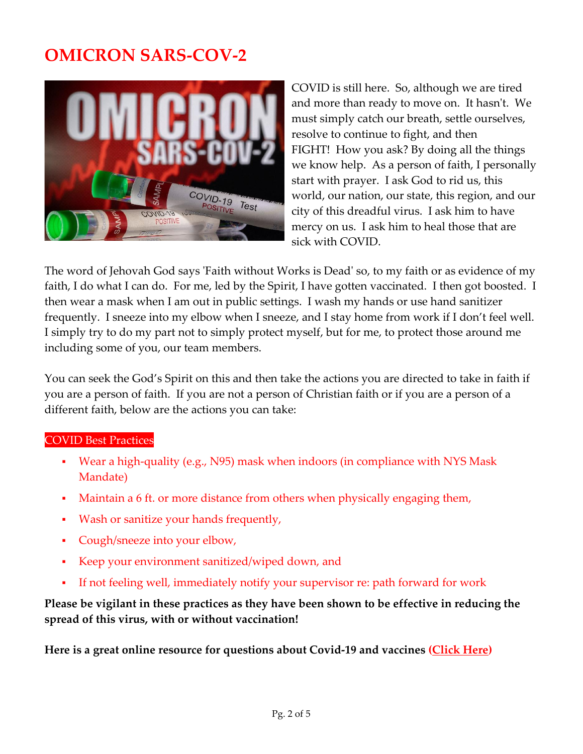# OMICRON SARS-COV-2

COVID is still here. So, although we are tired and more than ready to move on. It hasn't. We must simply catch our breath, settle ourselves, resolve to continue to fight, and then FIGHT! How you ask? By doing all the things we know help. As a person of faith, I personally start with prayer. I ask God to rid us, this world, our nation, our state, this region, and our city of this dreadful virus. I ask him to have mercy on us. I ask him to heal those that are sick with COVID.

The word of Jehovah God says 'Faith without Works is Dead' so, to my faith or as evidence of my faith, I do what I can do. For me, led by the Spirit, I have gotten vaccinated. I then got boosted. I then wear a mask when I am out in public settings. I wash my hands or use hand sanitizer frequently. I sneeze into my elbow when I sneeze, and I stay home from work if I don't feel well. I simply try to do my part not to simply protect myself, but for me, to protect those around me including some of you, our team members.

You can seek the God's Spirit on this and then take the actions you are directed to take in faith if you are a person of faith. If you are not a person of Christian faith or if you are a person of a different faith, below are the actions you can take:

COVID Best Practices

- Wear a high-quality (e.g., N95) mask when indoors (in compliance with NYS Mask Mandate)
- Maintain a 6 ft. or more distance from others when physically engaging them,
- Wash or sanitize your hands frequently,
- Cough/sneeze into your elbow,
- Keep your environment sanitized/wiped down, and
- If not feeling well, immediately notify your supervisor re: path forward for work

**Please be vigilant in these practices as they have been shown to be effective in reducing the spread of this virus, with or without vaccination!**

**Here is a great online resource for questions about Covid-19 and vaccines (Click Here)**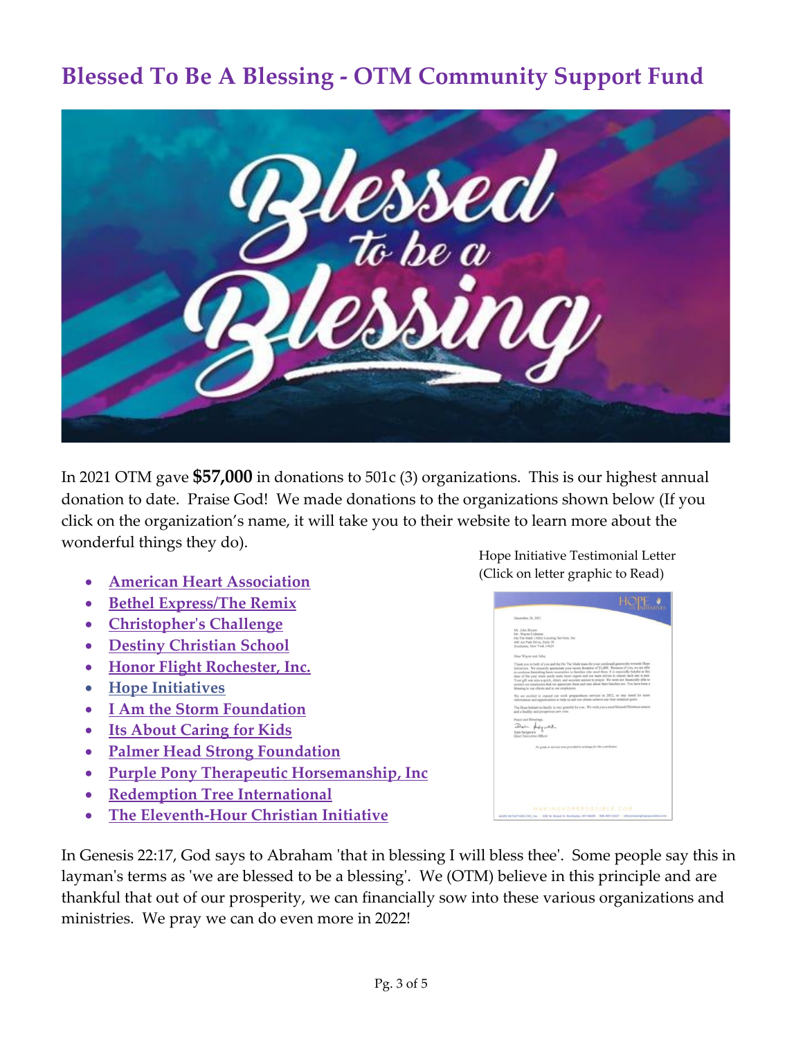# Blessed To Be A Blessing - OTM Community Support Fund

In 2021 OTM gave **$57,000** in donations to 501c (3) organizations. This is our highest annual donation to date. Praise God! We made donations to the organizations shown below (If you click on the organization's name, it will take you to their website to learn more about the wonderful things they do).

- American Heart Association
- Bethel Express/The Remix
- Christopher's Challenge
- Destiny Christian School
- Honor Flight Rochester, Inc.
- Hope Initiatives
- I Am the Storm Foundation
- Its About Caring for Kids
- Palmer Head Strong Foundation
- Purple Pony Therapeutic Horsemanship, Inc
- Redemption Tree International
- The Eleventh-Hour Christian Initiative

Hope Initiative Testimonial Letter (Click on letter graphic to Read)

In Genesis 22:17, God says to Abraham 'that in blessing I will bless thee'. Some people say this in layman's terms as 'we are blessed to be a blessing'. We (OTM) believe in this principle and are thankful that out of our prosperity, we can financially sow into these various organizations and ministries. We pray we can do even more in 2022!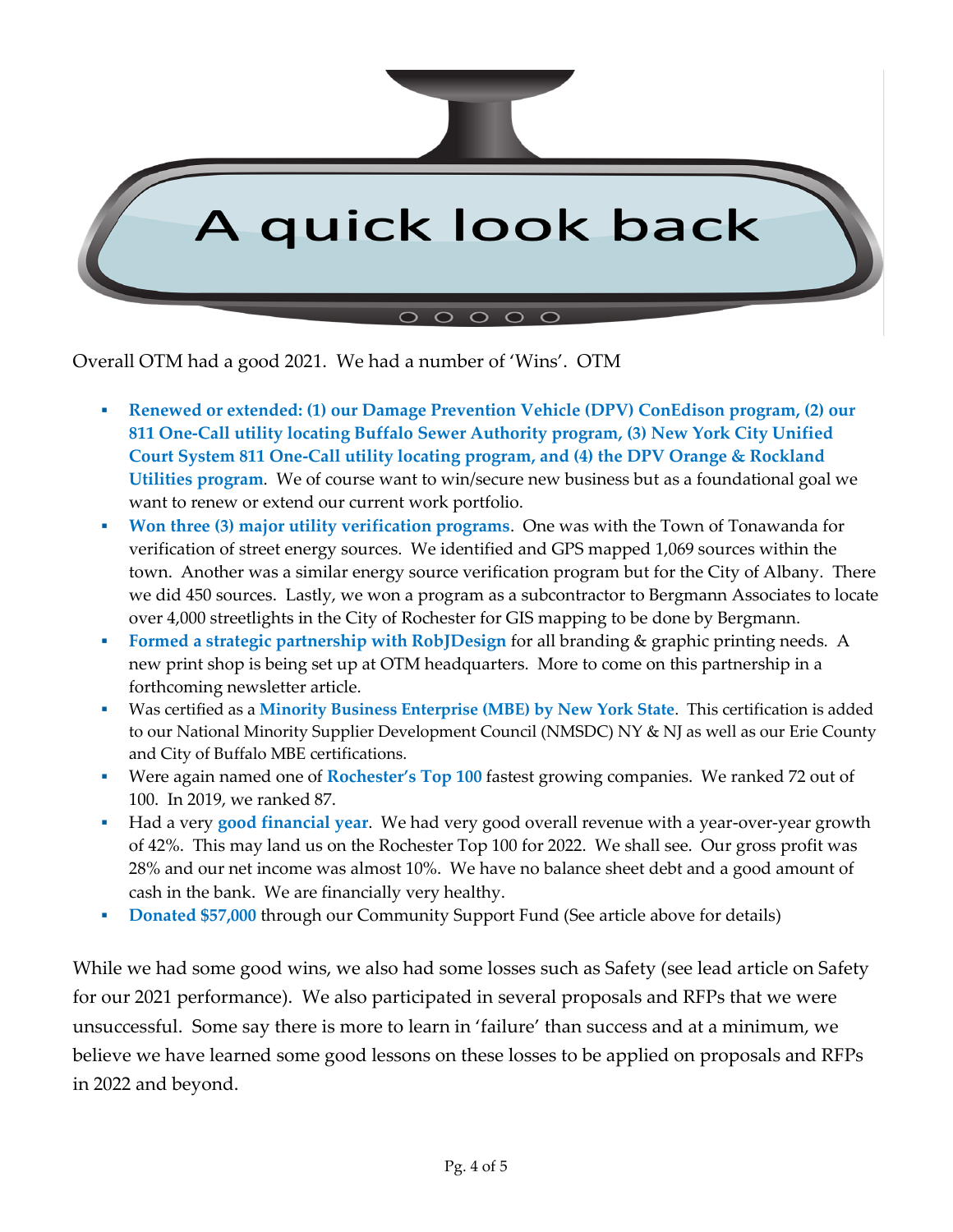# A quick look back

Overall OTM had a good 2021. We had a number of 'Wins'. OTM

- **Renewed or extended: (1) our Damage Prevention Vehicle (DPV) ConEdison program, (2) our 811 One-Call utility locating Buffalo Sewer Authority program, (3) New York City Unified Court System 811 One-Call utility locating program, and (4) the DPV Orange & Rockland Utilities program**. We of course want to win/secure new business but as a foundational goal we want to renew or extend our current work portfolio.
- **Won three (3) major utility verification programs**. One was with the Town of Tonawanda for verification of street energy sources. We identified and GPS mapped 1,069 sources within the town. Another was a similar energy source verification program but for the City of Albany. There we did 450 sources. Lastly, we won a program as a subcontractor to Bergmann Associates to locate over 4,000 streetlights in the City of Rochester for GIS mapping to be done by Bergmann.
- **Formed a strategic partnership with RobJDesign** for all branding & graphic printing needs. A new print shop is being set up at OTM headquarters. More to come on this partnership in a forthcoming newsletter article.
- Was certified as a **Minority Business Enterprise (MBE) by New York State**. This certification is added to our National Minority Supplier Development Council (NMSDC) NY & NJ as well as our Erie County and City of Buffalo MBE certifications.
- Were again named one of **Rochester's Top 100** fastest growing companies. We ranked 72 out of 100. In 2019, we ranked 87.
- Had a very **good financial year**. We had very good overall revenue with a year-over-year growth of 42%. This may land us on the Rochester Top 100 for 2022. We shall see. Our gross profit was 28% and our net income was almost 10%. We have no balance sheet debt and a good amount of cash in the bank. We are financially very healthy.
- **Donated $57,000** through our Community Support Fund (See article above for details)

While we had some good wins, we also had some losses such as Safety (see lead article on Safety for our 2021 performance). We also participated in several proposals and RFPs that we were unsuccessful. Some say there is more to learn in 'failure' than success and at a minimum, we believe we have learned some good lessons on these losses to be applied on proposals and RFPs in 2022 and beyond.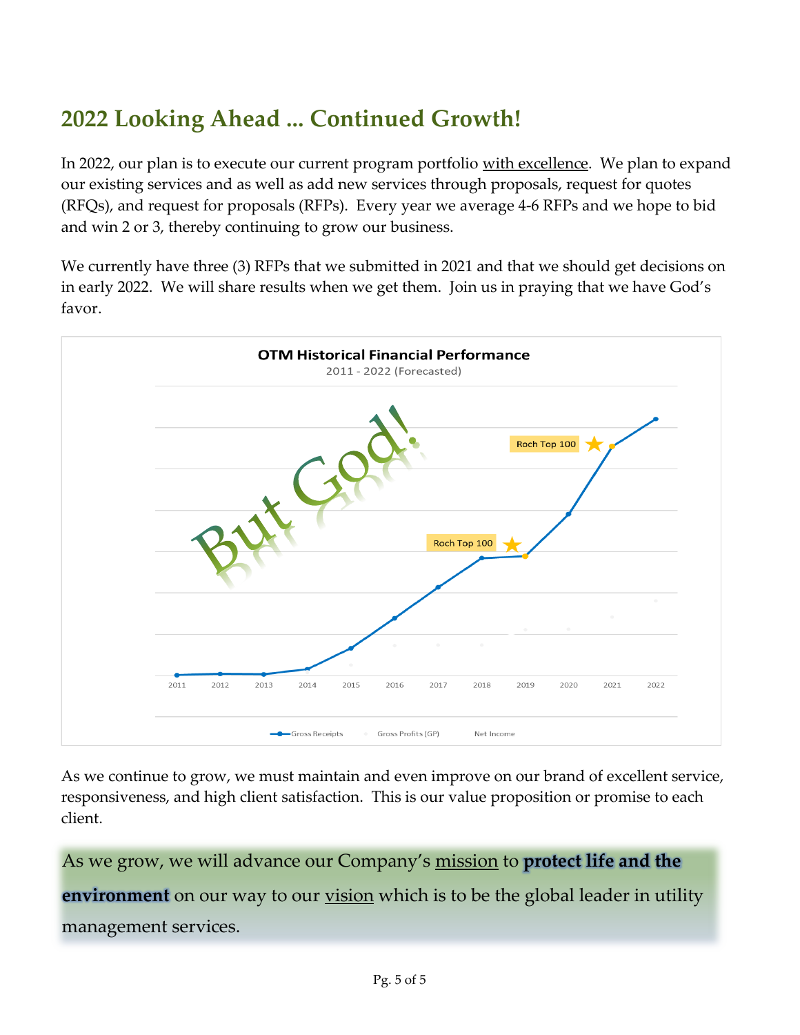## 2022 Looking Ahead ... Continued Growth!

In 2022, our plan is to execute our current program portfolio with excellence. We plan to expand our existing services and as well as add new services through proposals, request for quotes (RFQs), and request for proposals (RFPs). Every year we average 4-6 RFPs and we hope to bid and win 2 or 3, thereby continuing to grow our business.

We currently have three (3) RFPs that we submitted in 2021 and that we should get decisions on in early 2022. We will share results when we get them. Join us in praying that we have God's favor.

OTM Historical Financial Performance

2011 - 2022 (Forecasted)

But God!

Roch Top 100

Roch Top 100

2011 2012 2013 2014 2015 2016 2017 2018 2019 2020 2021 2022

Gross Receipts Gross Profits (GP) Net Income

As we continue to grow, we must maintain and even improve on our brand of excellent service, responsiveness, and high client satisfaction. This is our value proposition or promise to each client.

As we grow, we will advance our Company's mission to **protect life and the environment** on our way to our vision which is to be the global leader in utility management services.